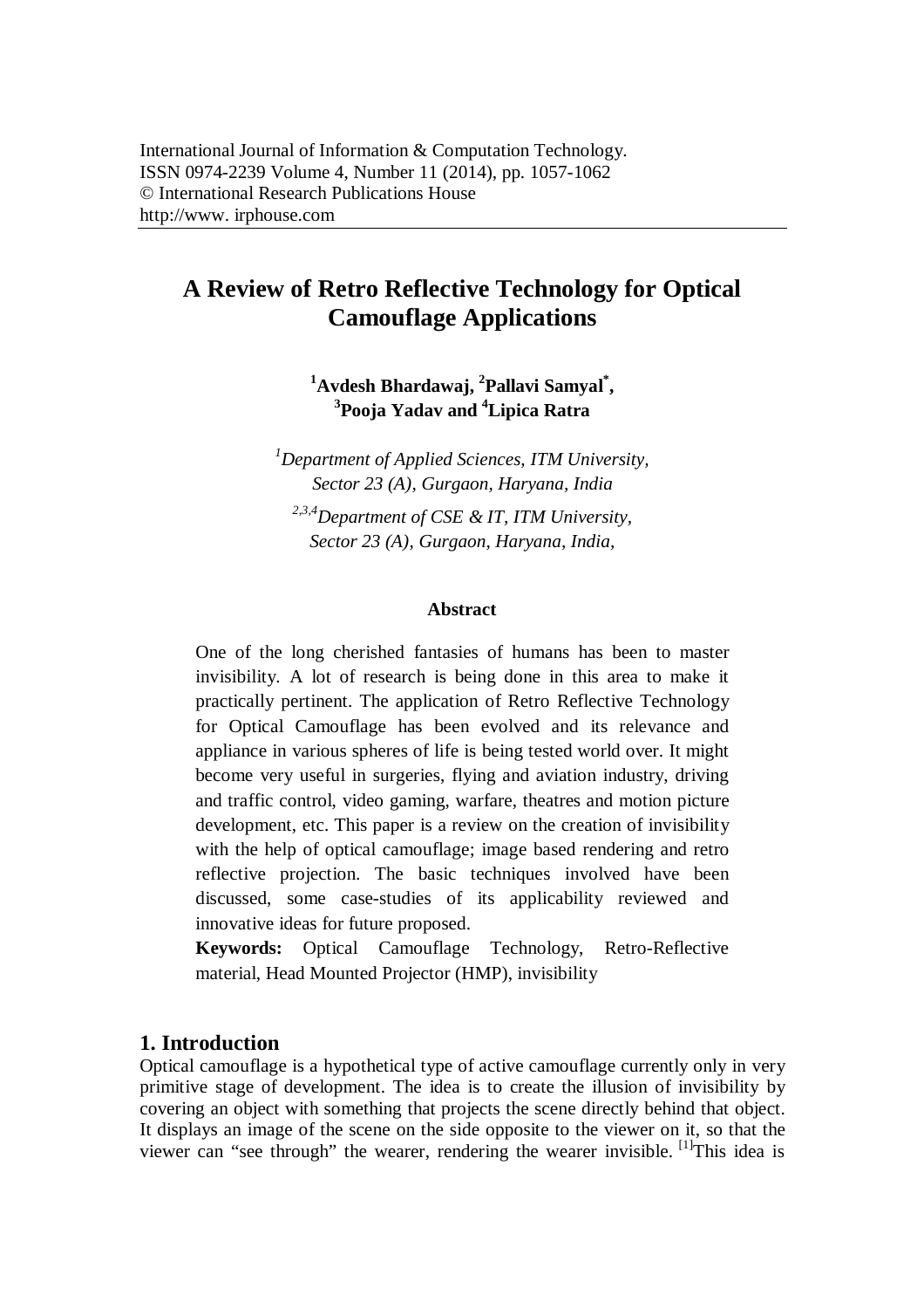International Journal of Information & Computation Technology.
ISSN 0974-2239 Volume 4, Number 11 (2014), pp. 1057-1062
© International Research Publications House
http://www. irphouse.com

# A Review of Retro Reflective Technology for Optical Camouflage Applications

**[1]Avdesh Bhardawaj, [2]Pallavi Samyal*, [3]Pooja Yadav and [4]Lipica Ratra**

*[1]Department of Applied Sciences, ITM University, Sector 23 (A), Gurgaon, Haryana, India*

*[2,3,4]Department of CSE & IT, ITM University, Sector 23 (A), Gurgaon, Haryana, India,*

**Abstract**

One of the long cherished fantasies of humans has been to master invisibility. A lot of research is being done in this area to make it practically pertinent. The application of Retro Reflective Technology for Optical Camouflage has been evolved and its relevance and appliance in various spheres of life is being tested world over. It might become very useful in surgeries, flying and aviation industry, driving and traffic control, video gaming, warfare, theatres and motion picture development, etc. This paper is a review on the creation of invisibility with the help of optical camouflage; image based rendering and retro reflective projection. The basic techniques involved have been discussed, some case-studies of its applicability reviewed and innovative ideas for future proposed.

**Keywords:** Optical Camouflage Technology, Retro-Reflective material, Head Mounted Projector (HMP), invisibility

## 1. Introduction

Optical camouflage is a hypothetical type of active camouflage currently only in very primitive stage of development. The idea is to create the illusion of invisibility by covering an object with something that projects the scene directly behind that object. It displays an image of the scene on the side opposite to the viewer on it, so that the viewer can "see through" the wearer, rendering the wearer invisible. [1]This idea is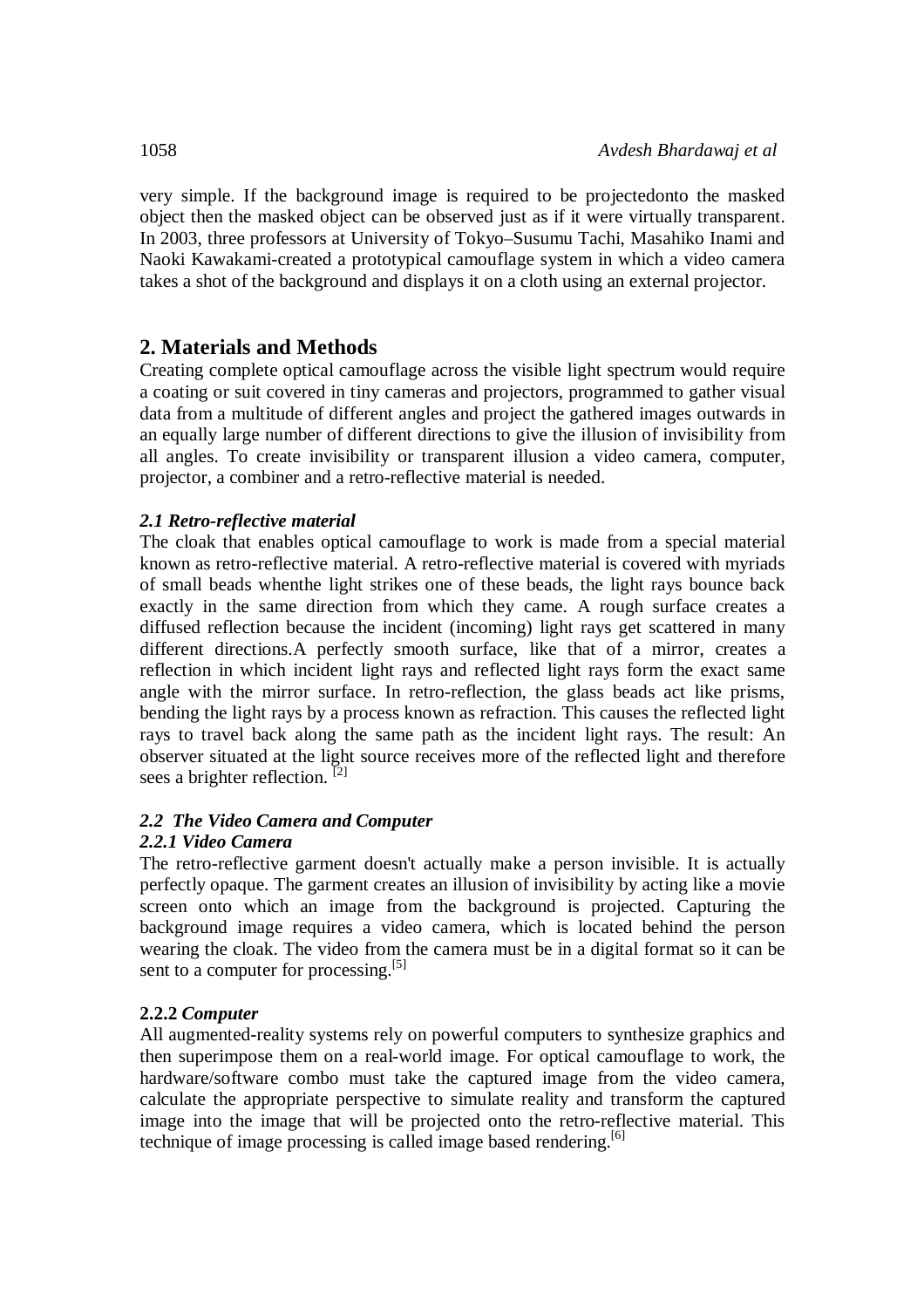very simple. If the background image is required to be projectedonto the masked object then the masked object can be observed just as if it were virtually transparent. In 2003, three professors at University of Tokyo–Susumu Tachi, Masahiko Inami and Naoki Kawakami-created a prototypical camouflage system in which a video camera takes a shot of the background and displays it on a cloth using an external projector.

## 2. Materials and Methods

Creating complete optical camouflage across the visible light spectrum would require a coating or suit covered in tiny cameras and projectors, programmed to gather visual data from a multitude of different angles and project the gathered images outwards in an equally large number of different directions to give the illusion of invisibility from all angles. To create invisibility or transparent illusion a video camera, computer, projector, a combiner and a retro-reflective material is needed.

### *2.1 Retro-reflective material*

The cloak that enables optical camouflage to work is made from a special material known as retro-reflective material. A retro-reflective material is covered with myriads of small beads whenthe light strikes one of these beads, the light rays bounce back exactly in the same direction from which they came. A rough surface creates a diffused reflection because the incident (incoming) light rays get scattered in many different directions.A perfectly smooth surface, like that of a mirror, creates a reflection in which incident light rays and reflected light rays form the exact same angle with the mirror surface. In retro-reflection, the glass beads act like prisms, bending the light rays by a process known as refraction. This causes the reflected light rays to travel back along the same path as the incident light rays. The result: An observer situated at the light source receives more of the reflected light and therefore sees a brighter reflection. [2]

### *2.2 The Video Camera and Computer*

#### *2.2.1 Video Camera*

The retro-reflective garment doesn't actually make a person invisible. It is actually perfectly opaque. The garment creates an illusion of invisibility by acting like a movie screen onto which an image from the background is projected. Capturing the background image requires a video camera, which is located behind the person wearing the cloak. The video from the camera must be in a digital format so it can be sent to a computer for processing.[5]

#### 2.2.2 *Computer*

All augmented-reality systems rely on powerful computers to synthesize graphics and then superimpose them on a real-world image. For optical camouflage to work, the hardware/software combo must take the captured image from the video camera, calculate the appropriate perspective to simulate reality and transform the captured image into the image that will be projected onto the retro-reflective material. This technique of image processing is called image based rendering.[6]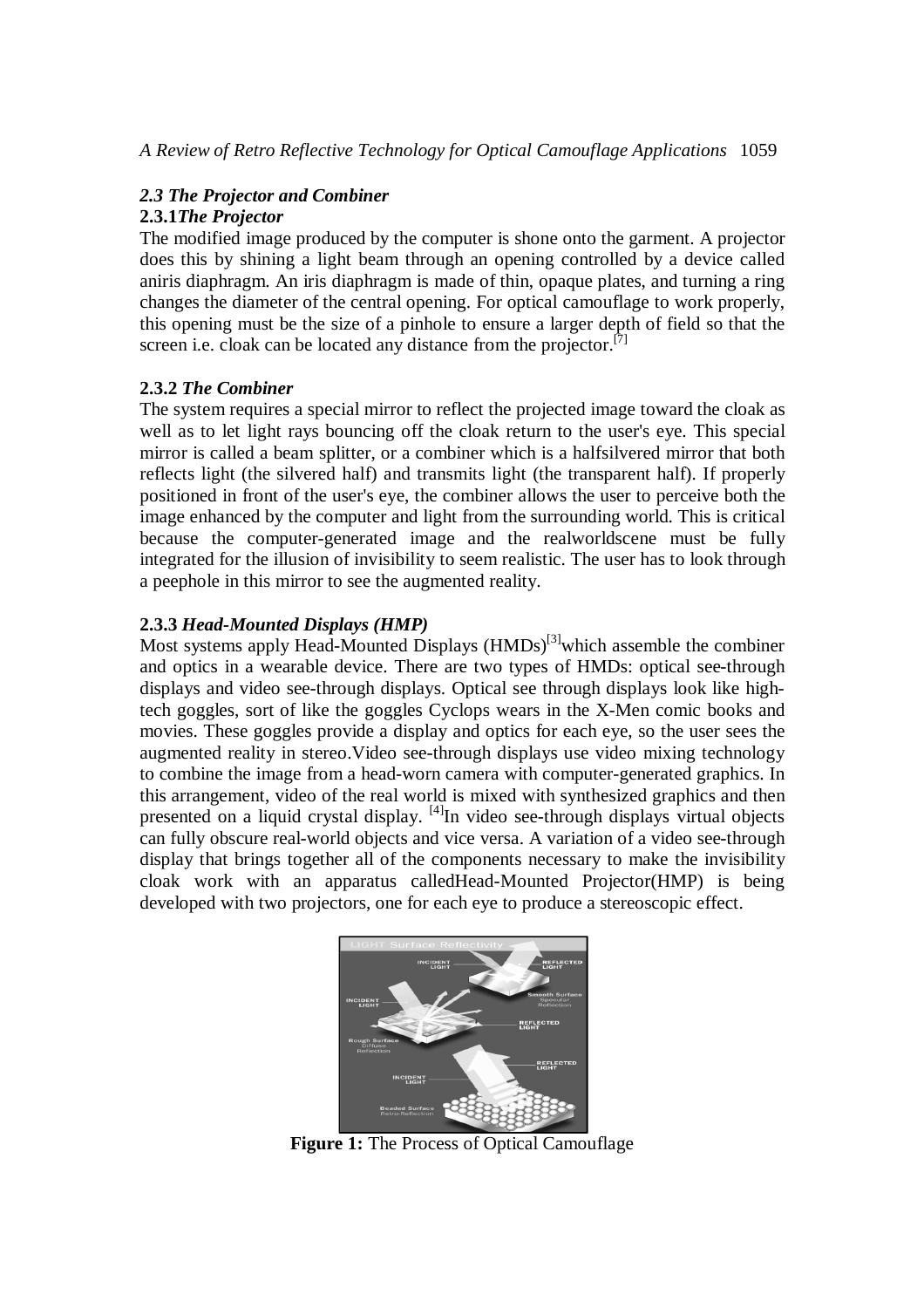### *2.3 The Projector and Combiner*

#### **2.3.1** ***The Projector***

The modified image produced by the computer is shone onto the garment. A projector does this by shining a light beam through an opening controlled by a device called aniris diaphragm. An iris diaphragm is made of thin, opaque plates, and turning a ring changes the diameter of the central opening. For optical camouflage to work properly, this opening must be the size of a pinhole to ensure a larger depth of field so that the screen i.e. cloak can be located any distance from the projector.[7]

#### **2.3.2** ***The Combiner***

The system requires a special mirror to reflect the projected image toward the cloak as well as to let light rays bouncing off the cloak return to the user's eye. This special mirror is called a beam splitter, or a combiner which is a halfsilvered mirror that both reflects light (the silvered half) and transmits light (the transparent half). If properly positioned in front of the user's eye, the combiner allows the user to perceive both the image enhanced by the computer and light from the surrounding world. This is critical because the computer-generated image and the realworldscene must be fully integrated for the illusion of invisibility to seem realistic. The user has to look through a peephole in this mirror to see the augmented reality.

#### **2.3.3** ***Head-Mounted Displays (HMP)***

Most systems apply Head-Mounted Displays (HMDs)[3]which assemble the combiner and optics in a wearable device. There are two types of HMDs: optical see-through displays and video see-through displays. Optical see through displays look like high-tech goggles, sort of like the goggles Cyclops wears in the X-Men comic books and movies. These goggles provide a display and optics for each eye, so the user sees the augmented reality in stereo.Video see-through displays use video mixing technology to combine the image from a head-worn camera with computer-generated graphics. In this arrangement, video of the real world is mixed with synthesized graphics and then presented on a liquid crystal display. [4]In video see-through displays virtual objects can fully obscure real-world objects and vice versa. A variation of a video see-through display that brings together all of the components necessary to make the invisibility cloak work with an apparatus calledHead-Mounted Projector(HMP) is being developed with two projectors, one for each eye to produce a stereoscopic effect.

**Figure 1:** The Process of Optical Camouflage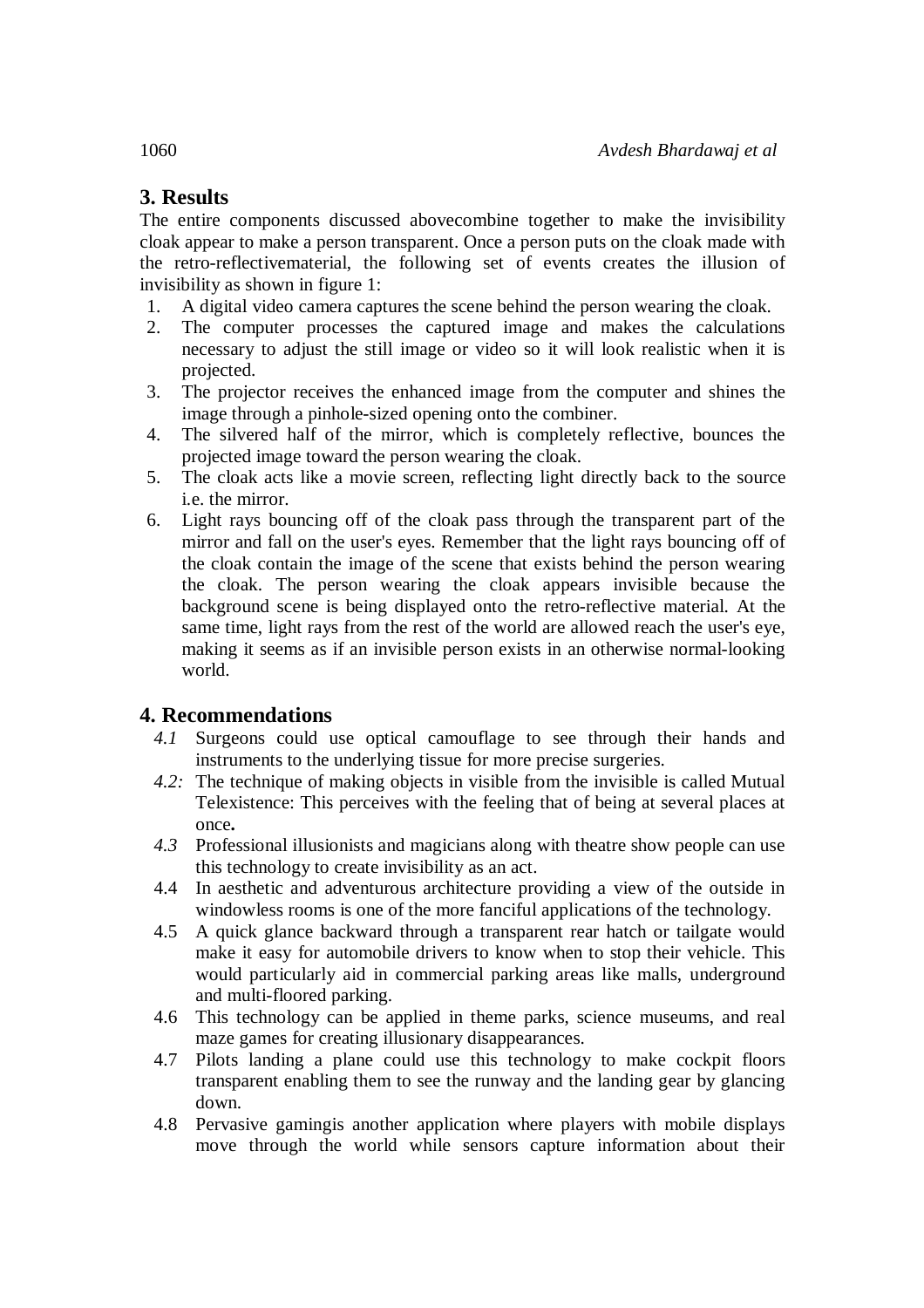## 3. Results

The entire components discussed abovecombine together to make the invisibility cloak appear to make a person transparent. Once a person puts on the cloak made with the retro-reflectivematerial, the following set of events creates the illusion of invisibility as shown in figure 1:

1. A digital video camera captures the scene behind the person wearing the cloak.
2. The computer processes the captured image and makes the calculations necessary to adjust the still image or video so it will look realistic when it is projected.
3. The projector receives the enhanced image from the computer and shines the image through a pinhole-sized opening onto the combiner.
4. The silvered half of the mirror, which is completely reflective, bounces the projected image toward the person wearing the cloak.
5. The cloak acts like a movie screen, reflecting light directly back to the source i.e. the mirror.
6. Light rays bouncing off of the cloak pass through the transparent part of the mirror and fall on the user's eyes. Remember that the light rays bouncing off of the cloak contain the image of the scene that exists behind the person wearing the cloak. The person wearing the cloak appears invisible because the background scene is being displayed onto the retro-reflective material. At the same time, light rays from the rest of the world are allowed reach the user's eye, making it seems as if an invisible person exists in an otherwise normal-looking world.

## 4. Recommendations

*4.1* Surgeons could use optical camouflage to see through their hands and instruments to the underlying tissue for more precise surgeries.

*4.2:* The technique of making objects in visible from the invisible is called Mutual Telexistence: This perceives with the feeling that of being at several places at once**.**

*4.3* Professional illusionists and magicians along with theatre show people can use this technology to create invisibility as an act.

4.4 In aesthetic and adventurous architecture providing a view of the outside in windowless rooms is one of the more fanciful applications of the technology.

4.5 A quick glance backward through a transparent rear hatch or tailgate would make it easy for automobile drivers to know when to stop their vehicle. This would particularly aid in commercial parking areas like malls, underground and multi-floored parking.

4.6 This technology can be applied in theme parks, science museums, and real maze games for creating illusionary disappearances.

4.7 Pilots landing a plane could use this technology to make cockpit floors transparent enabling them to see the runway and the landing gear by glancing down.

4.8 Pervasive gamingis another application where players with mobile displays move through the world while sensors capture information about their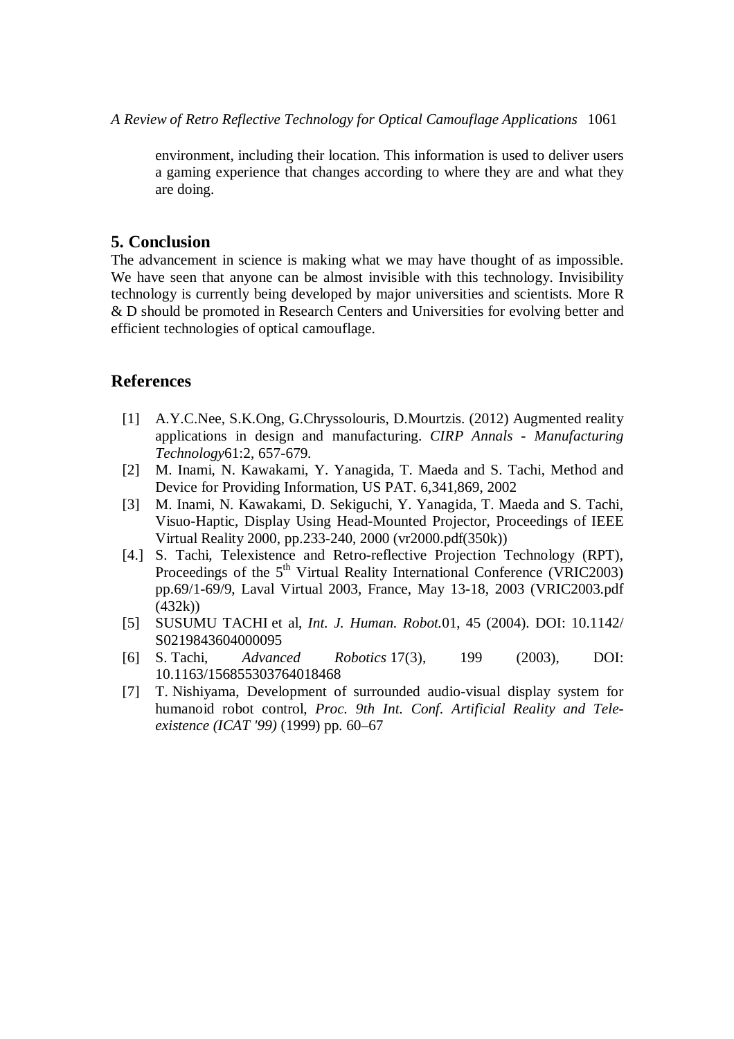environment, including their location. This information is used to deliver users a gaming experience that changes according to where they are and what they are doing.

## 5. Conclusion

The advancement in science is making what we may have thought of as impossible. We have seen that anyone can be almost invisible with this technology. Invisibility technology is currently being developed by major universities and scientists. More R & D should be promoted in Research Centers and Universities for evolving better and efficient technologies of optical camouflage.

## References

[1] A.Y.C.Nee, S.K.Ong, G.Chryssolouris, D.Mourtzis. (2012) Augmented reality applications in design and manufacturing. *CIRP Annals - Manufacturing Technology*61:2, 657-679.

[2] M. Inami, N. Kawakami, Y. Yanagida, T. Maeda and S. Tachi, Method and Device for Providing Information, US PAT. 6,341,869, 2002

[3] M. Inami, N. Kawakami, D. Sekiguchi, Y. Yanagida, T. Maeda and S. Tachi, Visuo-Haptic, Display Using Head-Mounted Projector, Proceedings of IEEE Virtual Reality 2000, pp.233-240, 2000 (vr2000.pdf(350k))

[4.] S. Tachi, Telexistence and Retro-reflective Projection Technology (RPT), Proceedings of the 5th Virtual Reality International Conference (VRIC2003) pp.69/1-69/9, Laval Virtual 2003, France, May 13-18, 2003 (VRIC2003.pdf (432k))

[5] SUSUMU TACHI et al, *Int. J. Human. Robot.*01, 45 (2004). DOI: 10.1142/ S0219843604000095

[6] S. Tachi, *Advanced Robotics* 17(3), 199 (2003), DOI: 10.1163/156855303764018468

[7] T. Nishiyama, Development of surrounded audio-visual display system for humanoid robot control, *Proc. 9th Int. Conf. Artificial Reality and Tele-existence (ICAT '99)* (1999) pp. 60–67